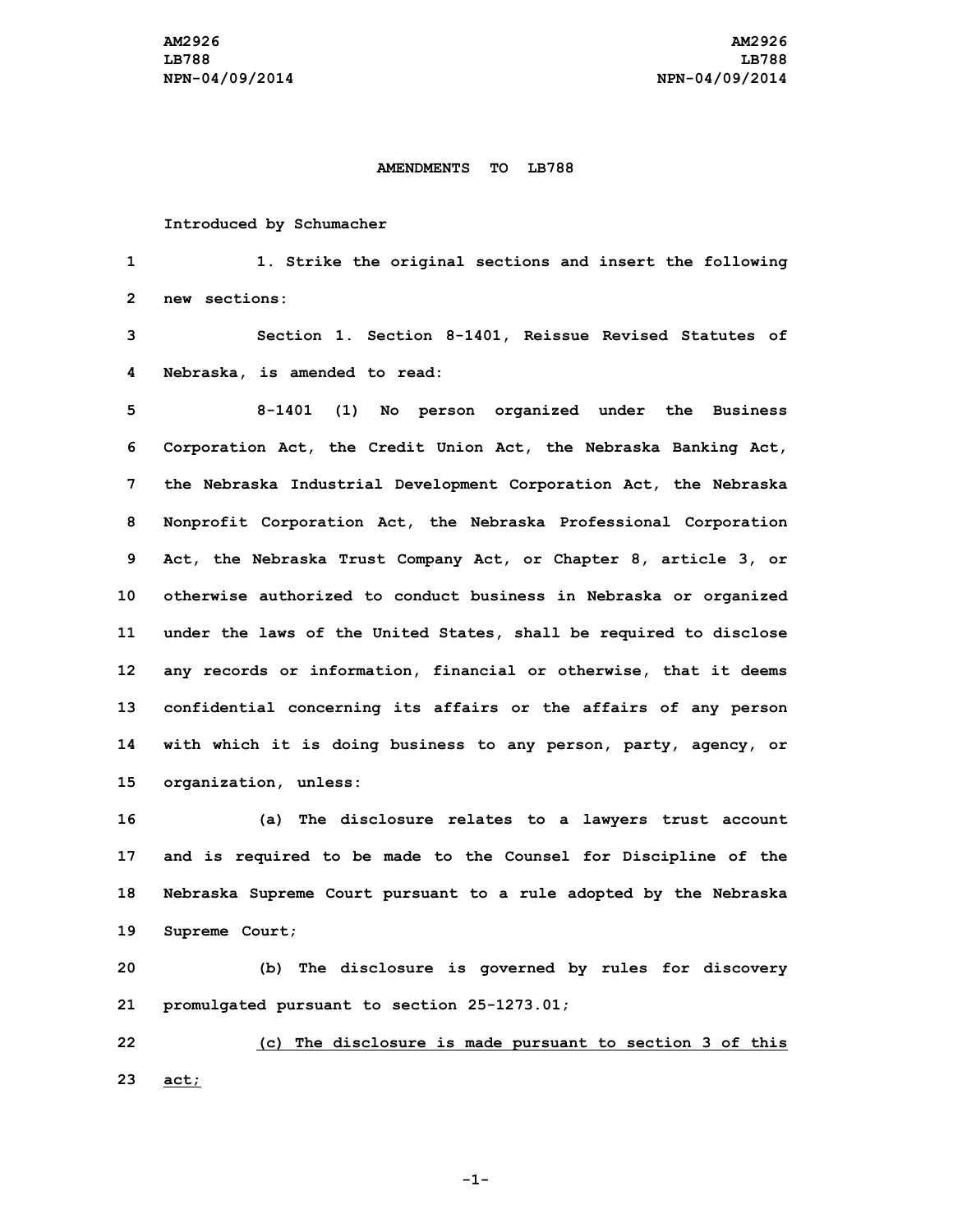AM2926
LB788
NPN-04/09/2014

**AMENDMENTS TO LB788**

Introduced by Schumacher

1. Strike the original sections and insert the following new sections:

Section 1. Section 8-1401, Reissue Revised Statutes of Nebraska, is amended to read:

8-1401 (1) No person organized under the Business Corporation Act, the Credit Union Act, the Nebraska Banking Act, the Nebraska Industrial Development Corporation Act, the Nebraska Nonprofit Corporation Act, the Nebraska Professional Corporation Act, the Nebraska Trust Company Act, or Chapter 8, article 3, or otherwise authorized to conduct business in Nebraska or organized under the laws of the United States, shall be required to disclose any records or information, financial or otherwise, that it deems confidential concerning its affairs or the affairs of any person with which it is doing business to any person, party, agency, or organization, unless:

(a) The disclosure relates to a lawyers trust account and is required to be made to the Counsel for Discipline of the Nebraska Supreme Court pursuant to a rule adopted by the Nebraska Supreme Court;

(b) The disclosure is governed by rules for discovery promulgated pursuant to section 25-1273.01;

<u>(c) The disclosure is made pursuant to section 3 of this act;</u>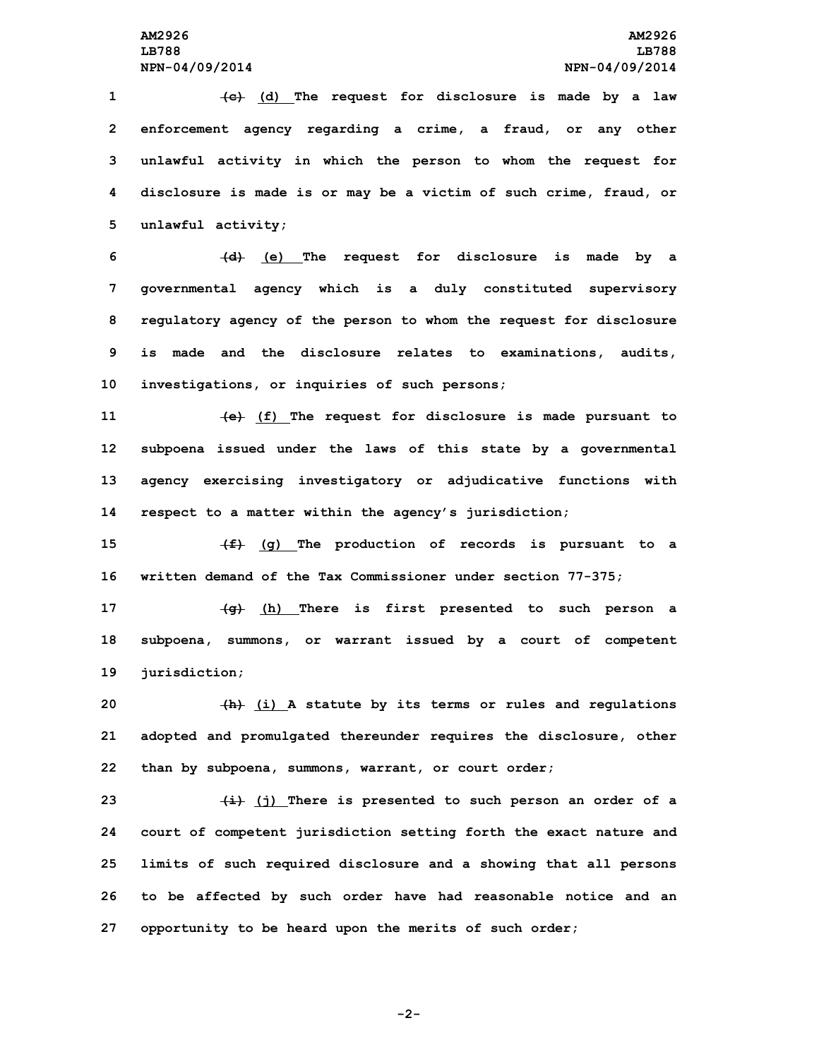~~(c)~~ (d) The request for disclosure is made by a law enforcement agency regarding a crime, a fraud, or any other unlawful activity in which the person to whom the request for disclosure is made is or may be a victim of such crime, fraud, or unlawful activity;

~~(d)~~ (e) The request for disclosure is made by a governmental agency which is a duly constituted supervisory regulatory agency of the person to whom the request for disclosure is made and the disclosure relates to examinations, audits, investigations, or inquiries of such persons;

~~(e)~~ (f) The request for disclosure is made pursuant to subpoena issued under the laws of this state by a governmental agency exercising investigatory or adjudicative functions with respect to a matter within the agency's jurisdiction;

~~(f)~~ (g) The production of records is pursuant to a written demand of the Tax Commissioner under section 77-375;

~~(g)~~ (h) There is first presented to such person a subpoena, summons, or warrant issued by a court of competent jurisdiction;

~~(h)~~ (i) A statute by its terms or rules and regulations adopted and promulgated thereunder requires the disclosure, other than by subpoena, summons, warrant, or court order;

~~(i)~~ (j) There is presented to such person an order of a court of competent jurisdiction setting forth the exact nature and limits of such required disclosure and a showing that all persons to be affected by such order have had reasonable notice and an opportunity to be heard upon the merits of such order;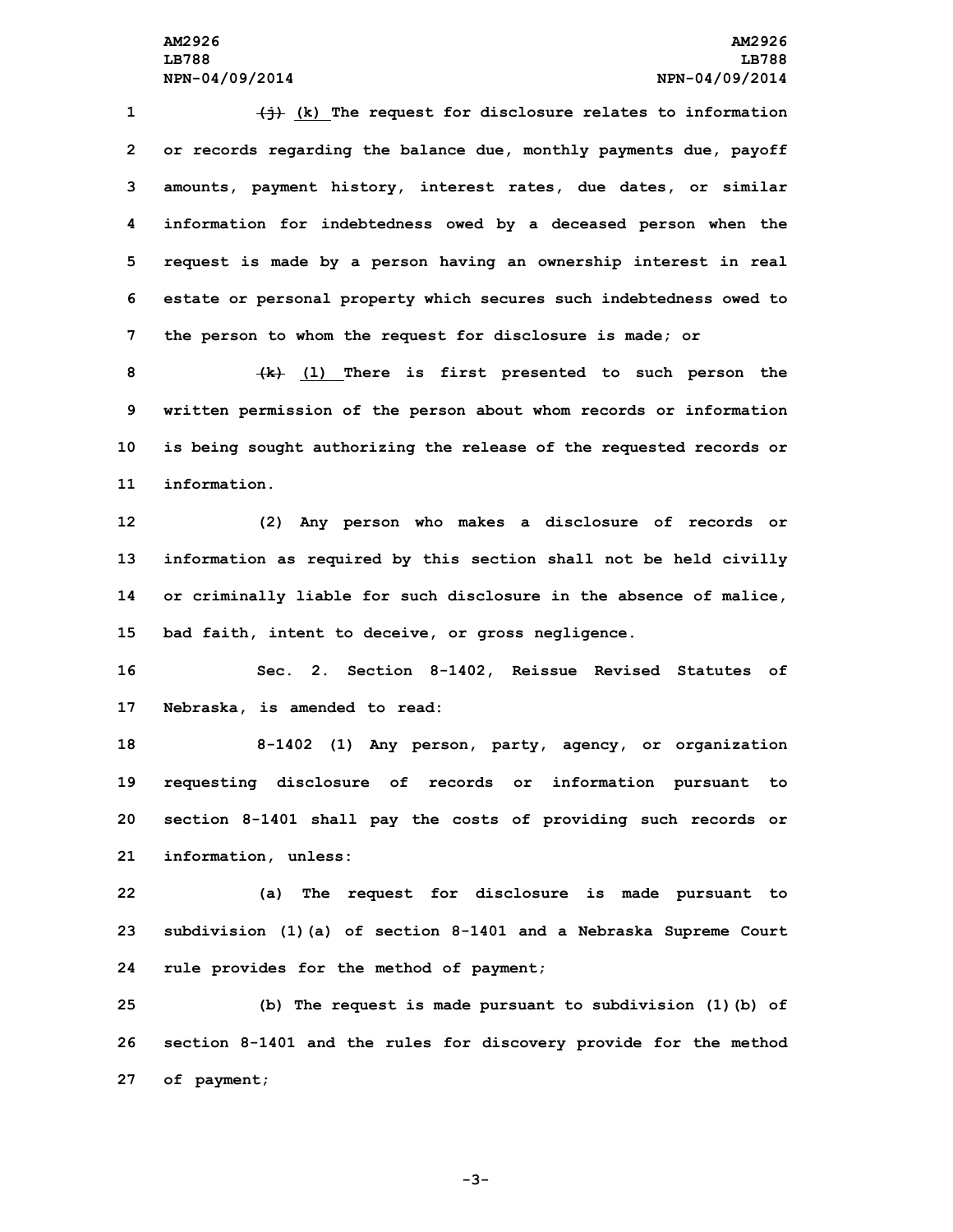~~(j)~~ <u>(k)</u> The request for disclosure relates to information or records regarding the balance due, monthly payments due, payoff amounts, payment history, interest rates, due dates, or similar information for indebtedness owed by a deceased person when the request is made by a person having an ownership interest in real estate or personal property which secures such indebtedness owed to the person to whom the request for disclosure is made; or

~~(k)~~ <u>(l)</u> There is first presented to such person the written permission of the person about whom records or information is being sought authorizing the release of the requested records or information.

(2) Any person who makes a disclosure of records or information as required by this section shall not be held civilly or criminally liable for such disclosure in the absence of malice, bad faith, intent to deceive, or gross negligence.

Sec. 2. Section 8-1402, Reissue Revised Statutes of Nebraska, is amended to read:

8-1402 (1) Any person, party, agency, or organization requesting disclosure of records or information pursuant to section 8-1401 shall pay the costs of providing such records or information, unless:

(a) The request for disclosure is made pursuant to subdivision (1)(a) of section 8-1401 and a Nebraska Supreme Court rule provides for the method of payment;

(b) The request is made pursuant to subdivision (1)(b) of section 8-1401 and the rules for discovery provide for the method of payment;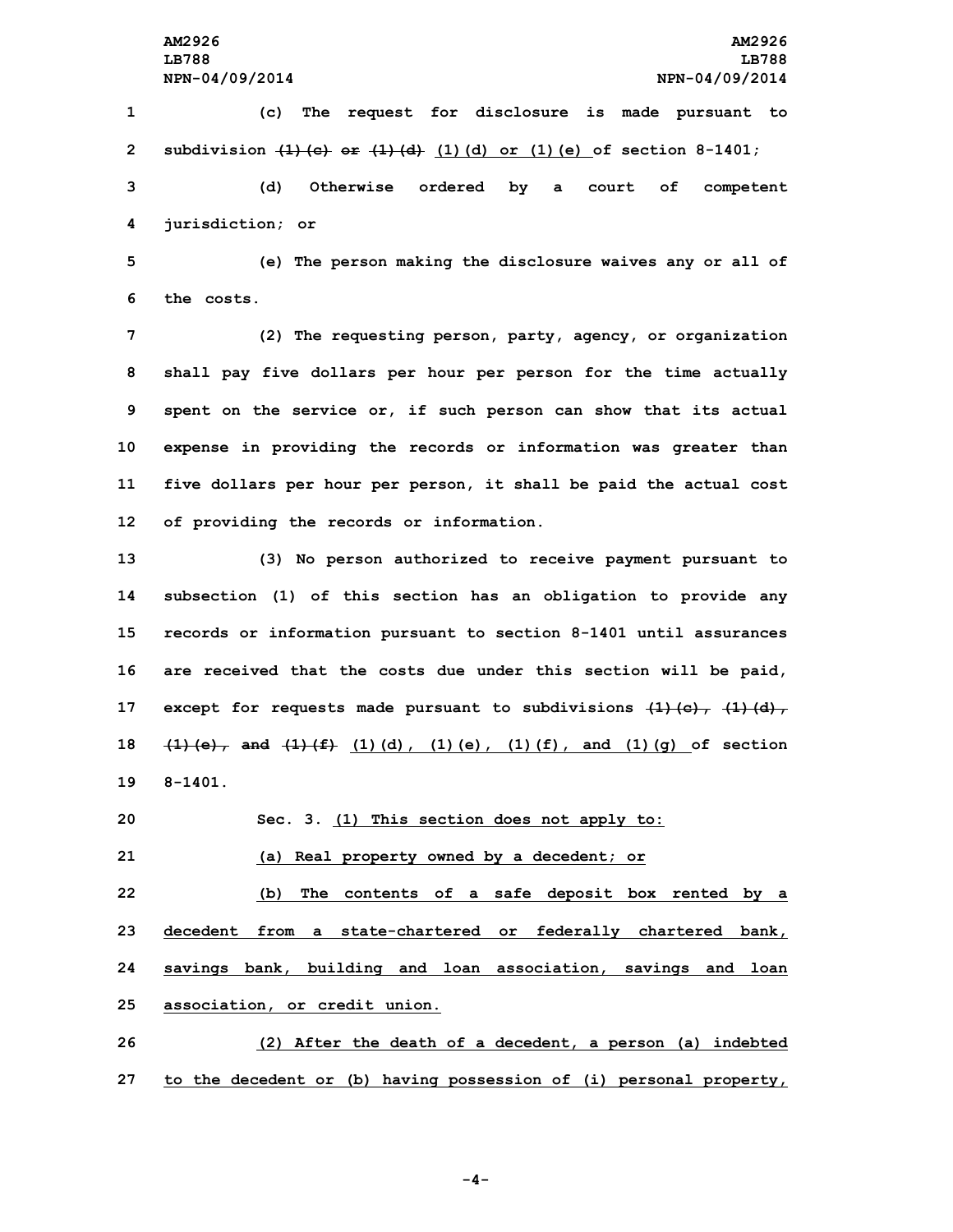(c) The request for disclosure is made pursuant to subdivision ~~(1)(c) or (1)(d)~~ <u>(1)(d) or (1)(e)</u> of section 8-1401;

(d) Otherwise ordered by a court of competent jurisdiction; or

(e) The person making the disclosure waives any or all of the costs.

(2) The requesting person, party, agency, or organization shall pay five dollars per hour per person for the time actually spent on the service or, if such person can show that its actual expense in providing the records or information was greater than five dollars per hour per person, it shall be paid the actual cost of providing the records or information.

(3) No person authorized to receive payment pursuant to subsection (1) of this section has an obligation to provide any records or information pursuant to section 8-1401 until assurances are received that the costs due under this section will be paid, except for requests made pursuant to subdivisions ~~(1)(c), (1)(d), (1)(e), and (1)(f)~~ <u>(1)(d), (1)(e), (1)(f), and (1)(g)</u> of section 8-1401.

Sec. 3. <u>(1) This section does not apply to:</u>

<u>(a) Real property owned by a decedent; or</u>

<u>(b) The contents of a safe deposit box rented by a decedent from a state-chartered or federally chartered bank, savings bank, building and loan association, savings and loan association, or credit union.</u>

<u>(2) After the death of a decedent, a person (a) indebted to the decedent or (b) having possession of (i) personal property,</u>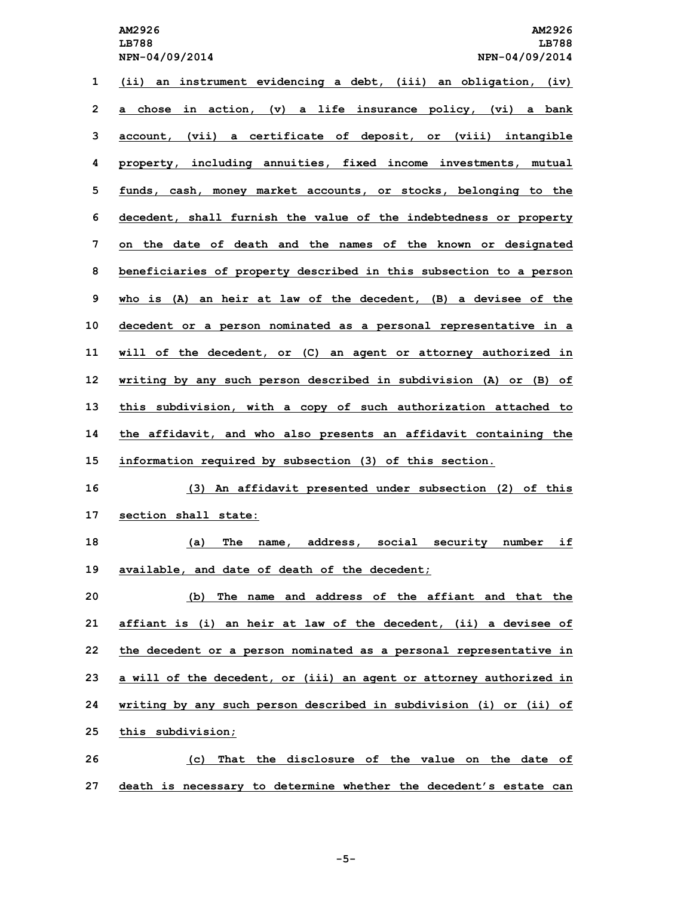(ii) an instrument evidencing a debt, (iii) an obligation, (iv) a chose in action, (v) a life insurance policy, (vi) a bank account, (vii) a certificate of deposit, or (viii) intangible property, including annuities, fixed income investments, mutual funds, cash, money market accounts, or stocks, belonging to the decedent, shall furnish the value of the indebtedness or property on the date of death and the names of the known or designated beneficiaries of property described in this subsection to a person who is (A) an heir at law of the decedent, (B) a devisee of the decedent or a person nominated as a personal representative in a will of the decedent, or (C) an agent or attorney authorized in writing by any such person described in subdivision (A) or (B) of this subdivision, with a copy of such authorization attached to the affidavit, and who also presents an affidavit containing the information required by subsection (3) of this section.

(3) An affidavit presented under subsection (2) of this section shall state:

(a) The name, address, social security number if available, and date of death of the decedent;

(b) The name and address of the affiant and that the affiant is (i) an heir at law of the decedent, (ii) a devisee of the decedent or a person nominated as a personal representative in a will of the decedent, or (iii) an agent or attorney authorized in writing by any such person described in subdivision (i) or (ii) of this subdivision;

(c) That the disclosure of the value on the date of death is necessary to determine whether the decedent's estate can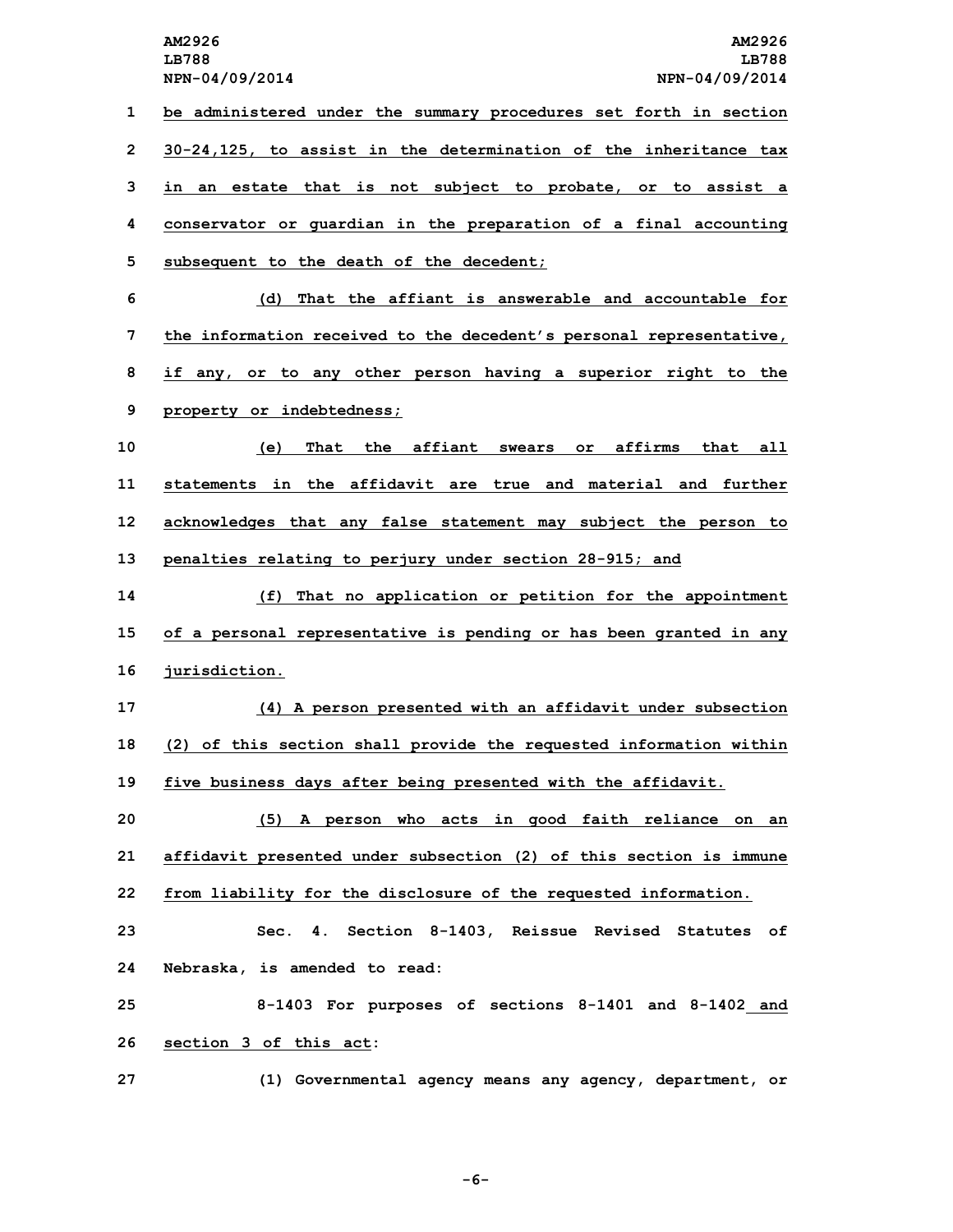be administered under the summary procedures set forth in section 30-24,125, to assist in the determination of the inheritance tax in an estate that is not subject to probate, or to assist a conservator or guardian in the preparation of a final accounting subsequent to the death of the decedent;

(d) That the affiant is answerable and accountable for the information received to the decedent's personal representative, if any, or to any other person having a superior right to the property or indebtedness;

(e) That the affiant swears or affirms that all statements in the affidavit are true and material and further acknowledges that any false statement may subject the person to penalties relating to perjury under section 28-915; and

(f) That no application or petition for the appointment of a personal representative is pending or has been granted in any jurisdiction.

(4) A person presented with an affidavit under subsection (2) of this section shall provide the requested information within five business days after being presented with the affidavit.

(5) A person who acts in good faith reliance on an affidavit presented under subsection (2) of this section is immune from liability for the disclosure of the requested information.

Sec. 4. Section 8-1403, Reissue Revised Statutes of Nebraska, is amended to read:

8-1403 For purposes of sections 8-1401 and 8-1402 and section 3 of this act:

(1) Governmental agency means any agency, department, or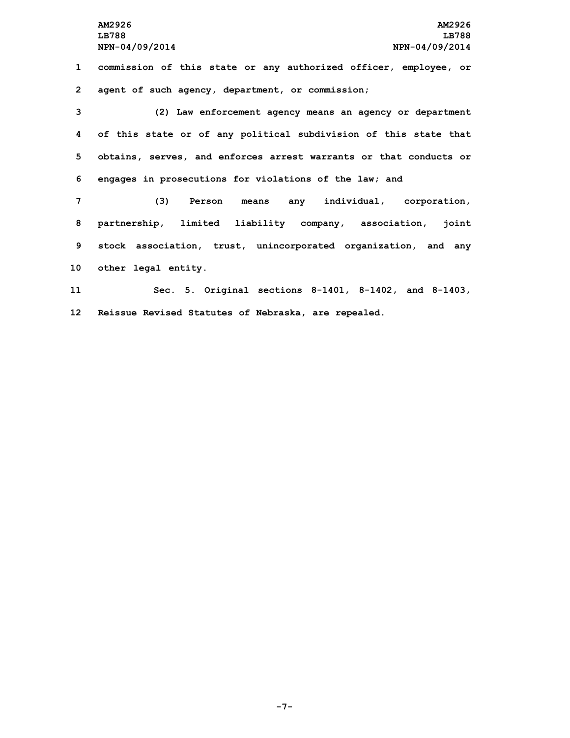commission of this state or any authorized officer, employee, or agent of such agency, department, or commission;

(2) Law enforcement agency means an agency or department of this state or of any political subdivision of this state that obtains, serves, and enforces arrest warrants or that conducts or engages in prosecutions for violations of the law; and

(3) Person means any individual, corporation, partnership, limited liability company, association, joint stock association, trust, unincorporated organization, and any other legal entity.

Sec. 5. Original sections 8-1401, 8-1402, and 8-1403, Reissue Revised Statutes of Nebraska, are repealed.